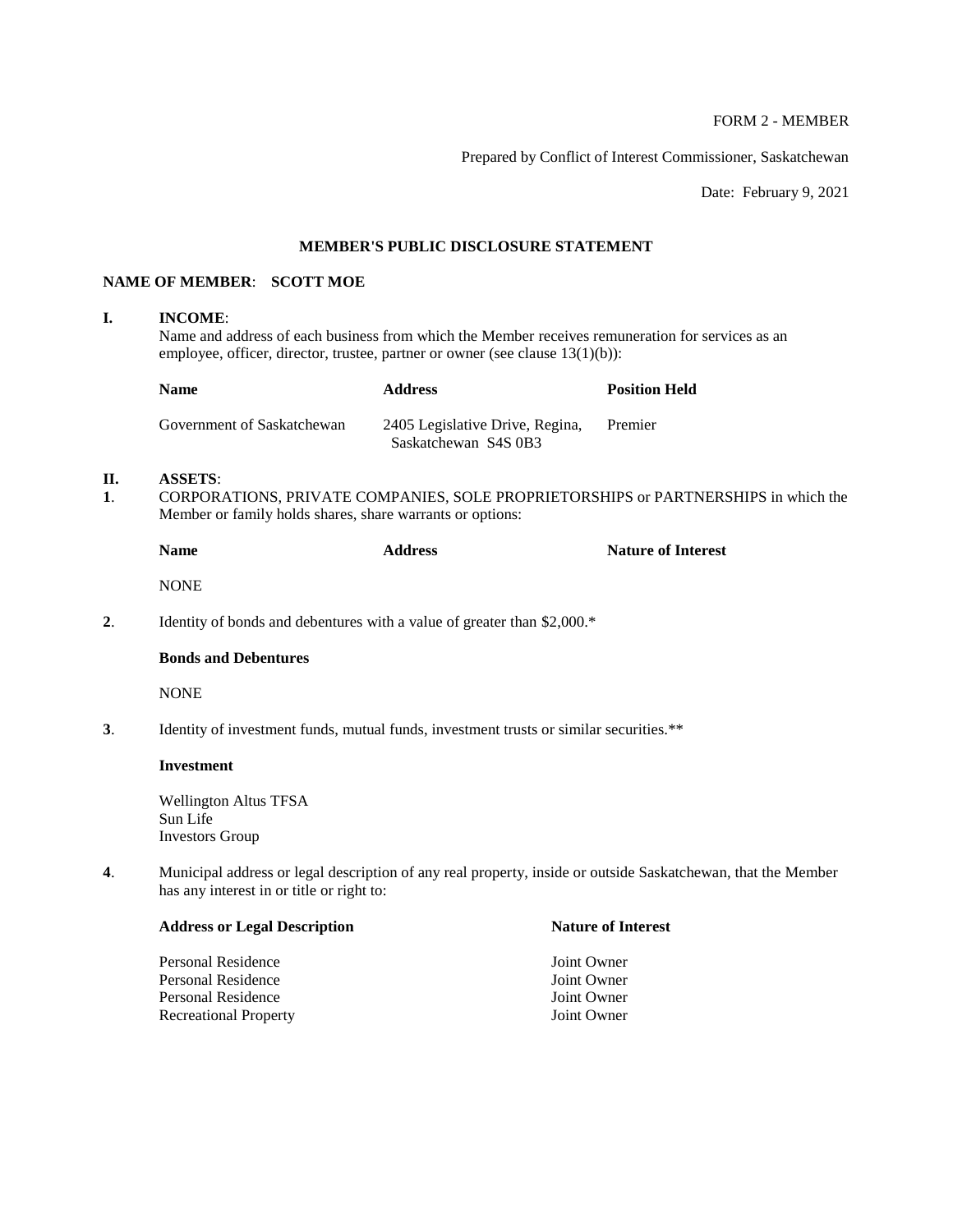FORM 2 - MEMBER

Prepared by Conflict of Interest Commissioner, Saskatchewan

Date: February 9, 2021

## MEMBER'S PUBLIC DISCLOSURE STATEMENT

**NAME OF MEMBER**: **SCOTT MOE**

### I. INCOME:

Name and address of each business from which the Member receives remuneration for services as an employee, officer, director, trustee, partner or owner (see clause 13(1)(b)):

| Name | Address | Position Held |
|---|---|---|
| Government of Saskatchewan | 2405 Legislative Drive, Regina, Saskatchewan S4S 0B3 | Premier |

### II. ASSETS:

**1**. CORPORATIONS, PRIVATE COMPANIES, SOLE PROPRIETORSHIPS or PARTNERSHIPS in which the Member or family holds shares, share warrants or options:

| Name | Address | Nature of Interest |
|---|---|---|
| NONE | | |

**2**. Identity of bonds and debentures with a value of greater than $2,000.*

**Bonds and Debentures**

NONE

**3**. Identity of investment funds, mutual funds, investment trusts or similar securities.**

**Investment**

Wellington Altus TFSA
Sun Life
Investors Group

**4**. Municipal address or legal description of any real property, inside or outside Saskatchewan, that the Member has any interest in or title or right to:

| Address or Legal Description | Nature of Interest |
|---|---|
| Personal Residence | Joint Owner |
| Personal Residence | Joint Owner |
| Personal Residence | Joint Owner |
| Recreational Property | Joint Owner |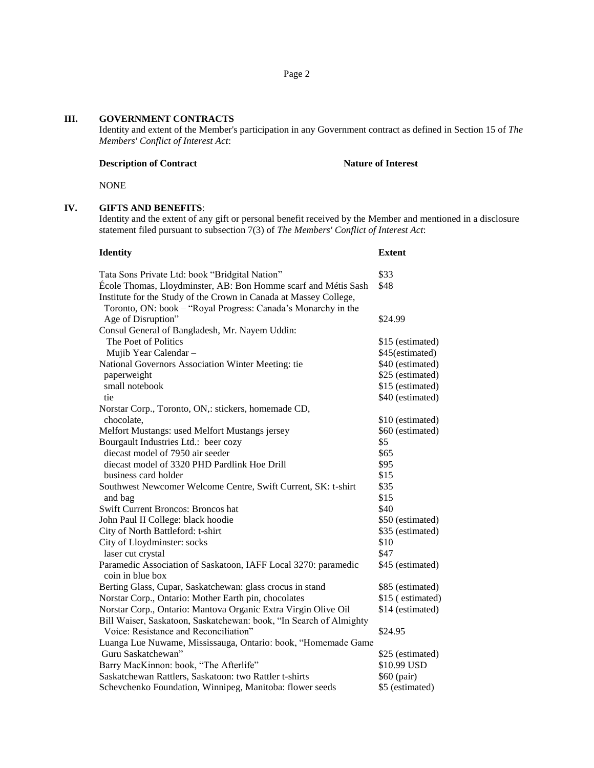## III. GOVERNMENT CONTRACTS

Identity and extent of the Member's participation in any Government contract as defined in Section 15 of *The Members' Conflict of Interest Act*:

| **Description of Contract** | **Nature of Interest** |
|---|---|
| NONE | |

## IV. GIFTS AND BENEFITS:

Identity and the extent of any gift or personal benefit received by the Member and mentioned in a disclosure statement filed pursuant to subsection 7(3) of *The Members' Conflict of Interest Act*:

| **Identity** | **Extent** |
|---|---|
| Tata Sons Private Ltd: book "Bridgital Nation" | $33 |
| École Thomas, Lloydminster, AB: Bon Homme scarf and Métis Sash | $48 |
| Institute for the Study of the Crown in Canada at Massey College, Toronto, ON: book – "Royal Progress: Canada's Monarchy in the Age of Disruption" | $24.99 |
| Consul General of Bangladesh, Mr. Nayem Uddin: | |
| The Poet of Politics | $15 (estimated) |
| Mujib Year Calendar – | $45(estimated) |
| National Governors Association Winter Meeting: tie | $40 (estimated) |
| paperweight | $25 (estimated) |
| small notebook | $15 (estimated) |
| tie | $40 (estimated) |
| Norstar Corp., Toronto, ON,: stickers, homemade CD, chocolate, | $10 (estimated) |
| Melfort Mustangs: used Melfort Mustangs jersey | $60 (estimated) |
| Bourgault Industries Ltd.: beer cozy | $5 |
| diecast model of 7950 air seeder | $65 |
| diecast model of 3320 PHD Pardlink Hoe Drill | $95 |
| business card holder | $15 |
| Southwest Newcomer Welcome Centre, Swift Current, SK: t-shirt | $35 |
| and bag | $15 |
| Swift Current Broncos: Broncos hat | $40 |
| John Paul II College: black hoodie | $50 (estimated) |
| City of North Battleford: t-shirt | $35 (estimated) |
| City of Lloydminster: socks | $10 |
| laser cut crystal | $47 |
| Paramedic Association of Saskatoon, IAFF Local 3270: paramedic coin in blue box | $45 (estimated) |
| Berting Glass, Cupar, Saskatchewan: glass crocus in stand | $85 (estimated) |
| Norstar Corp., Ontario: Mother Earth pin, chocolates | $15 ( estimated) |
| Norstar Corp., Ontario: Mantova Organic Extra Virgin Olive Oil | $14 (estimated) |
| Bill Waiser, Saskatoon, Saskatchewan: book, "In Search of Almighty Voice: Resistance and Reconciliation" | $24.95 |
| Luanga Lue Nuwame, Mississauga, Ontario: book, "Homemade Game Guru Saskatchewan" | $25 (estimated) |
| Barry MacKinnon: book, "The Afterlife" | $10.99 USD |
| Saskatchewan Rattlers, Saskatoon: two Rattler t-shirts | $60 (pair) |
| Schevchenko Foundation, Winnipeg, Manitoba: flower seeds | $5 (estimated) |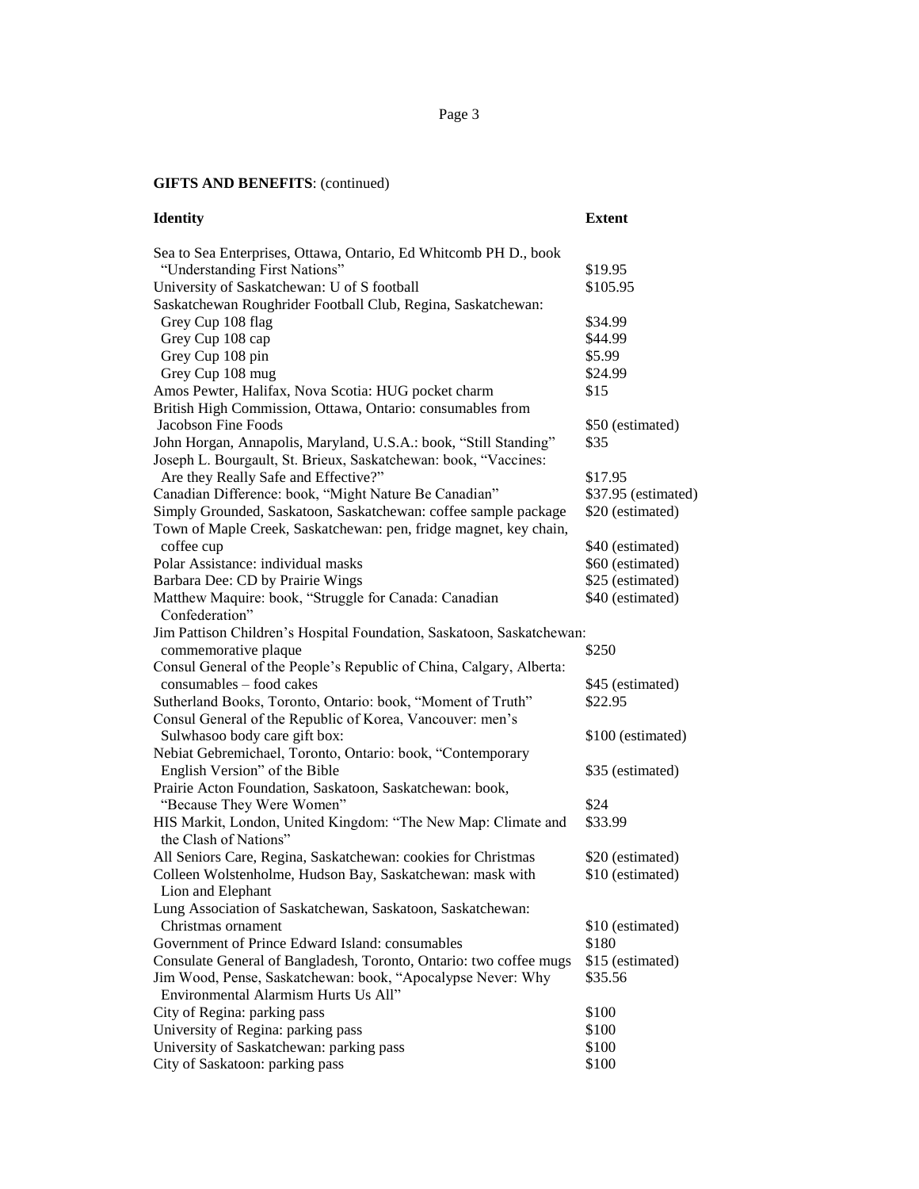**GIFTS AND BENEFITS**: (continued)

| Identity | Extent |
|---|---|
| Sea to Sea Enterprises, Ottawa, Ontario, Ed Whitcomb PH D., book "Understanding First Nations" | $19.95 |
| University of Saskatchewan: U of S football | $105.95 |
| Saskatchewan Roughrider Football Club, Regina, Saskatchewan: | |
| Grey Cup 108 flag | $34.99 |
| Grey Cup 108 cap | $44.99 |
| Grey Cup 108 pin | $5.99 |
| Grey Cup 108 mug | $24.99 |
| Amos Pewter, Halifax, Nova Scotia: HUG pocket charm | $15 |
| British High Commission, Ottawa, Ontario: consumables from Jacobson Fine Foods | $50 (estimated) |
| John Horgan, Annapolis, Maryland, U.S.A.: book, "Still Standing" | $35 |
| Joseph L. Bourgault, St. Brieux, Saskatchewan: book, "Vaccines: Are they Really Safe and Effective?" | $17.95 |
| Canadian Difference: book, "Might Nature Be Canadian" | $37.95 (estimated) |
| Simply Grounded, Saskatoon, Saskatchewan: coffee sample package | $20 (estimated) |
| Town of Maple Creek, Saskatchewan: pen, fridge magnet, key chain, coffee cup | $40 (estimated) |
| Polar Assistance: individual masks | $60 (estimated) |
| Barbara Dee: CD by Prairie Wings | $25 (estimated) |
| Matthew Maquire: book, "Struggle for Canada: Canadian Confederation" | $40 (estimated) |
| Jim Pattison Children's Hospital Foundation, Saskatoon, Saskatchewan: commemorative plaque | $250 |
| Consul General of the People's Republic of China, Calgary, Alberta: consumables – food cakes | $45 (estimated) |
| Sutherland Books, Toronto, Ontario: book, "Moment of Truth" | $22.95 |
| Consul General of the Republic of Korea, Vancouver: men's Sulwhasoo body care gift box: | $100 (estimated) |
| Nebiat Gebremichael, Toronto, Ontario: book, "Contemporary English Version" of the Bible | $35 (estimated) |
| Prairie Acton Foundation, Saskatoon, Saskatchewan: book, "Because They Were Women" | $24 |
| HIS Markit, London, United Kingdom: "The New Map: Climate and the Clash of Nations" | $33.99 |
| All Seniors Care, Regina, Saskatchewan: cookies for Christmas | $20 (estimated) |
| Colleen Wolstenholme, Hudson Bay, Saskatchewan: mask with Lion and Elephant | $10 (estimated) |
| Lung Association of Saskatchewan, Saskatoon, Saskatchewan: Christmas ornament | $10 (estimated) |
| Government of Prince Edward Island: consumables | $180 |
| Consulate General of Bangladesh, Toronto, Ontario: two coffee mugs | $15 (estimated) |
| Jim Wood, Pense, Saskatchewan: book, "Apocalypse Never: Why Environmental Alarmism Hurts Us All" | $35.56 |
| City of Regina: parking pass | $100 |
| University of Regina: parking pass | $100 |
| University of Saskatchewan: parking pass | $100 |
| City of Saskatoon: parking pass | $100 |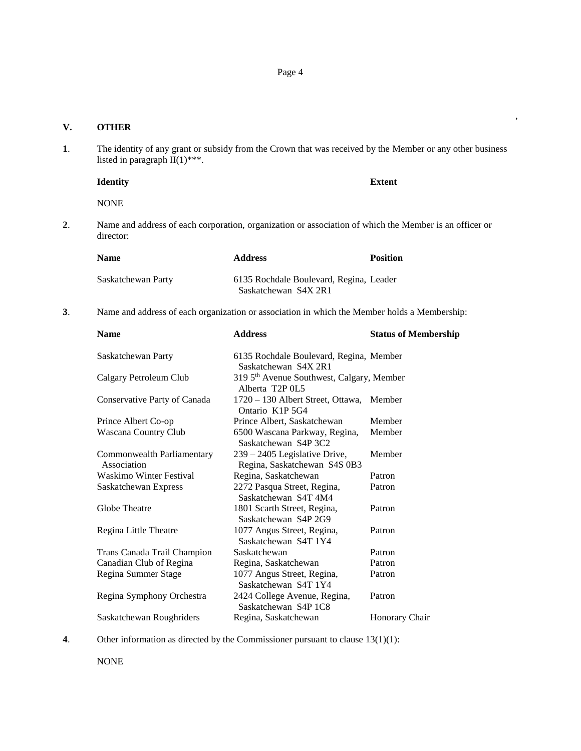## V. OTHER

**1**. The identity of any grant or subsidy from the Crown that was received by the Member or any other business listed in paragraph II(1)***.

| Identity | Extent |
|---|---|
| NONE | |

**2**. Name and address of each corporation, organization or association of which the Member is an officer or director:

| Name | Address | Position |
|---|---|---|
| Saskatchewan Party | 6135 Rochdale Boulevard, Regina, Saskatchewan S4X 2R1 | Leader |

**3**. Name and address of each organization or association in which the Member holds a Membership:

| Name | Address | Status of Membership |
|---|---|---|
| Saskatchewan Party | 6135 Rochdale Boulevard, Regina, Saskatchewan S4X 2R1 | Member |
| Calgary Petroleum Club | 319 5th Avenue Southwest, Calgary, Alberta T2P 0L5 | Member |
| Conservative Party of Canada | 1720 – 130 Albert Street, Ottawa, Ontario K1P 5G4 | Member |
| Prince Albert Co-op | Prince Albert, Saskatchewan | Member |
| Wascana Country Club | 6500 Wascana Parkway, Regina, Saskatchewan S4P 3C2 | Member |
| Commonwealth Parliamentary Association | 239 – 2405 Legislative Drive, Regina, Saskatchewan S4S 0B3 | Member |
| Waskimo Winter Festival | Regina, Saskatchewan | Patron |
| Saskatchewan Express | 2272 Pasqua Street, Regina, Saskatchewan S4T 4M4 | Patron |
| Globe Theatre | 1801 Scarth Street, Regina, Saskatchewan S4P 2G9 | Patron |
| Regina Little Theatre | 1077 Angus Street, Regina, Saskatchewan S4T 1Y4 | Patron |
| Trans Canada Trail Champion | Saskatchewan | Patron |
| Canadian Club of Regina | Regina, Saskatchewan | Patron |
| Regina Summer Stage | 1077 Angus Street, Regina, Saskatchewan S4T 1Y4 | Patron |
| Regina Symphony Orchestra | 2424 College Avenue, Regina, Saskatchewan S4P 1C8 | Patron |
| Saskatchewan Roughriders | Regina, Saskatchewan | Honorary Chair |

**4**. Other information as directed by the Commissioner pursuant to clause 13(1)(1):

NONE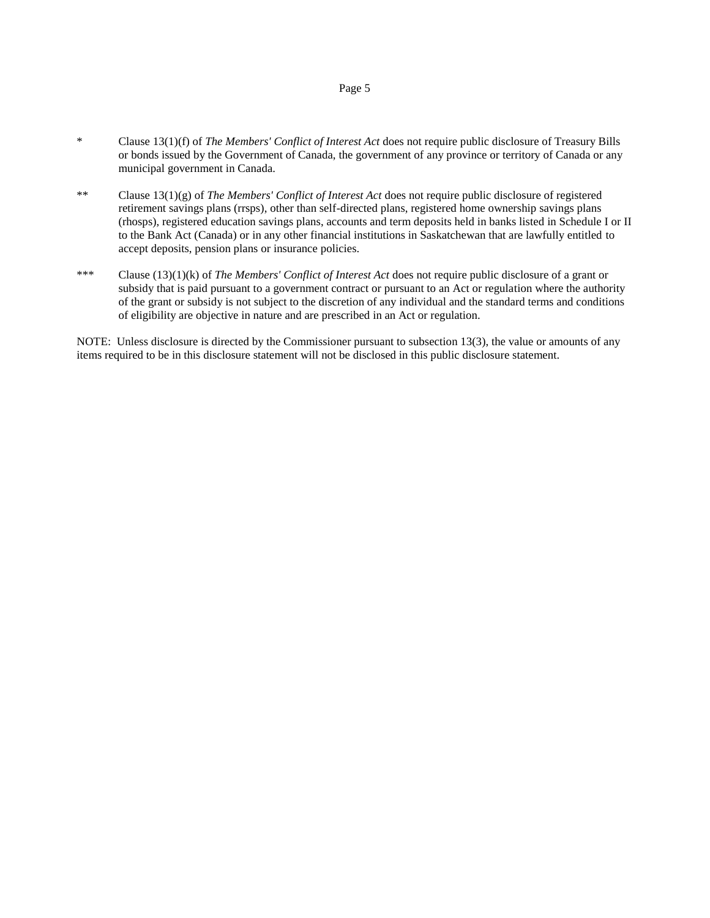\* Clause 13(1)(f) of *The Members' Conflict of Interest Act* does not require public disclosure of Treasury Bills or bonds issued by the Government of Canada, the government of any province or territory of Canada or any municipal government in Canada.

\*\* Clause 13(1)(g) of *The Members' Conflict of Interest Act* does not require public disclosure of registered retirement savings plans (rrsps), other than self-directed plans, registered home ownership savings plans (rhosps), registered education savings plans, accounts and term deposits held in banks listed in Schedule I or II to the Bank Act (Canada) or in any other financial institutions in Saskatchewan that are lawfully entitled to accept deposits, pension plans or insurance policies.

\*\*\* Clause (13)(1)(k) of *The Members' Conflict of Interest Act* does not require public disclosure of a grant or subsidy that is paid pursuant to a government contract or pursuant to an Act or regulation where the authority of the grant or subsidy is not subject to the discretion of any individual and the standard terms and conditions of eligibility are objective in nature and are prescribed in an Act or regulation.

NOTE: Unless disclosure is directed by the Commissioner pursuant to subsection 13(3), the value or amounts of any items required to be in this disclosure statement will not be disclosed in this public disclosure statement.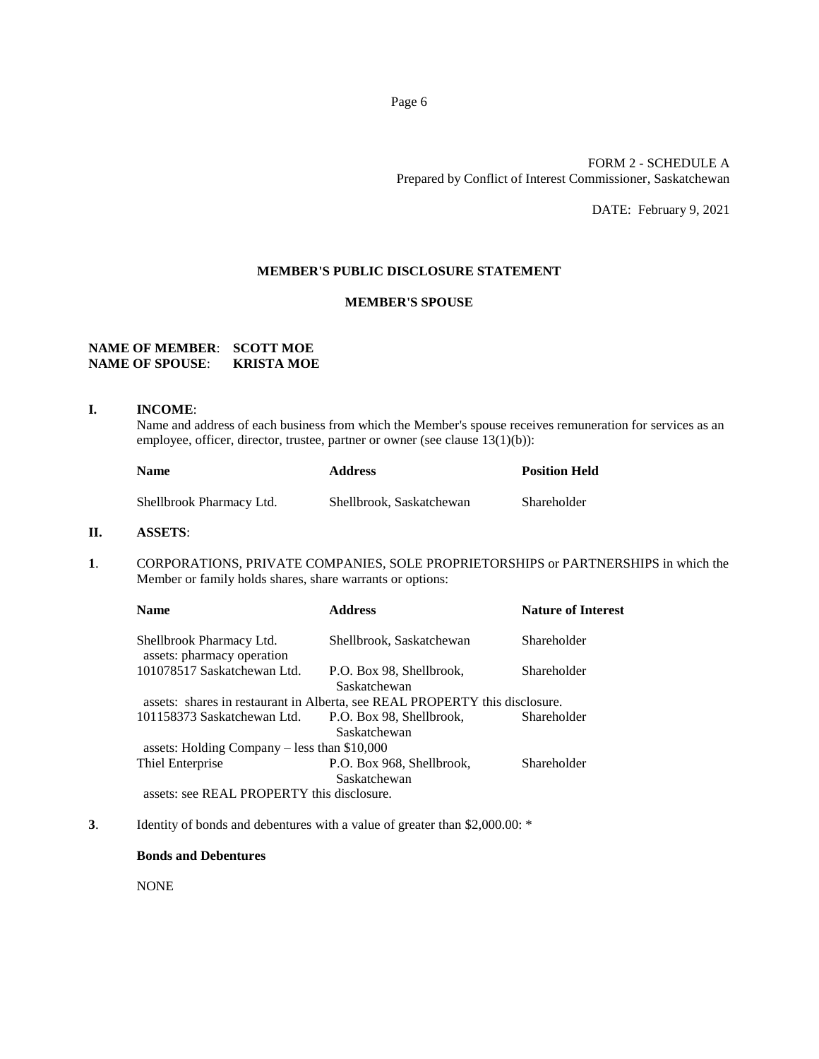FORM 2 - SCHEDULE A
Prepared by Conflict of Interest Commissioner, Saskatchewan

DATE: February 9, 2021

## MEMBER'S PUBLIC DISCLOSURE STATEMENT

### MEMBER'S SPOUSE

**NAME OF MEMBER**: **SCOTT MOE**
**NAME OF SPOUSE**: **KRISTA MOE**

**I. INCOME**:

Name and address of each business from which the Member's spouse receives remuneration for services as an employee, officer, director, trustee, partner or owner (see clause 13(1)(b)):

| Name | Address | Position Held |
|---|---|---|
| Shellbrook Pharmacy Ltd. | Shellbrook, Saskatchewan | Shareholder |

**II. ASSETS**:

**1**. CORPORATIONS, PRIVATE COMPANIES, SOLE PROPRIETORSHIPS or PARTNERSHIPS in which the Member or family holds shares, share warrants or options:

| Name | Address | Nature of Interest |
|---|---|---|
| Shellbrook Pharmacy Ltd. <br> assets: pharmacy operation | Shellbrook, Saskatchewan | Shareholder |
| 101078517 Saskatchewan Ltd. | P.O. Box 98, Shellbrook, Saskatchewan | Shareholder |
| assets: shares in restaurant in Alberta, see REAL PROPERTY this disclosure. | | |
| 101158373 Saskatchewan Ltd. | P.O. Box 98, Shellbrook, Saskatchewan | Shareholder |
| assets: Holding Company – less than $10,000 | | |
| Thiel Enterprise | P.O. Box 968, Shellbrook, Saskatchewan | Shareholder |
| assets: see REAL PROPERTY this disclosure. | | |

**3**. Identity of bonds and debentures with a value of greater than $2,000.00: *

**Bonds and Debentures**

NONE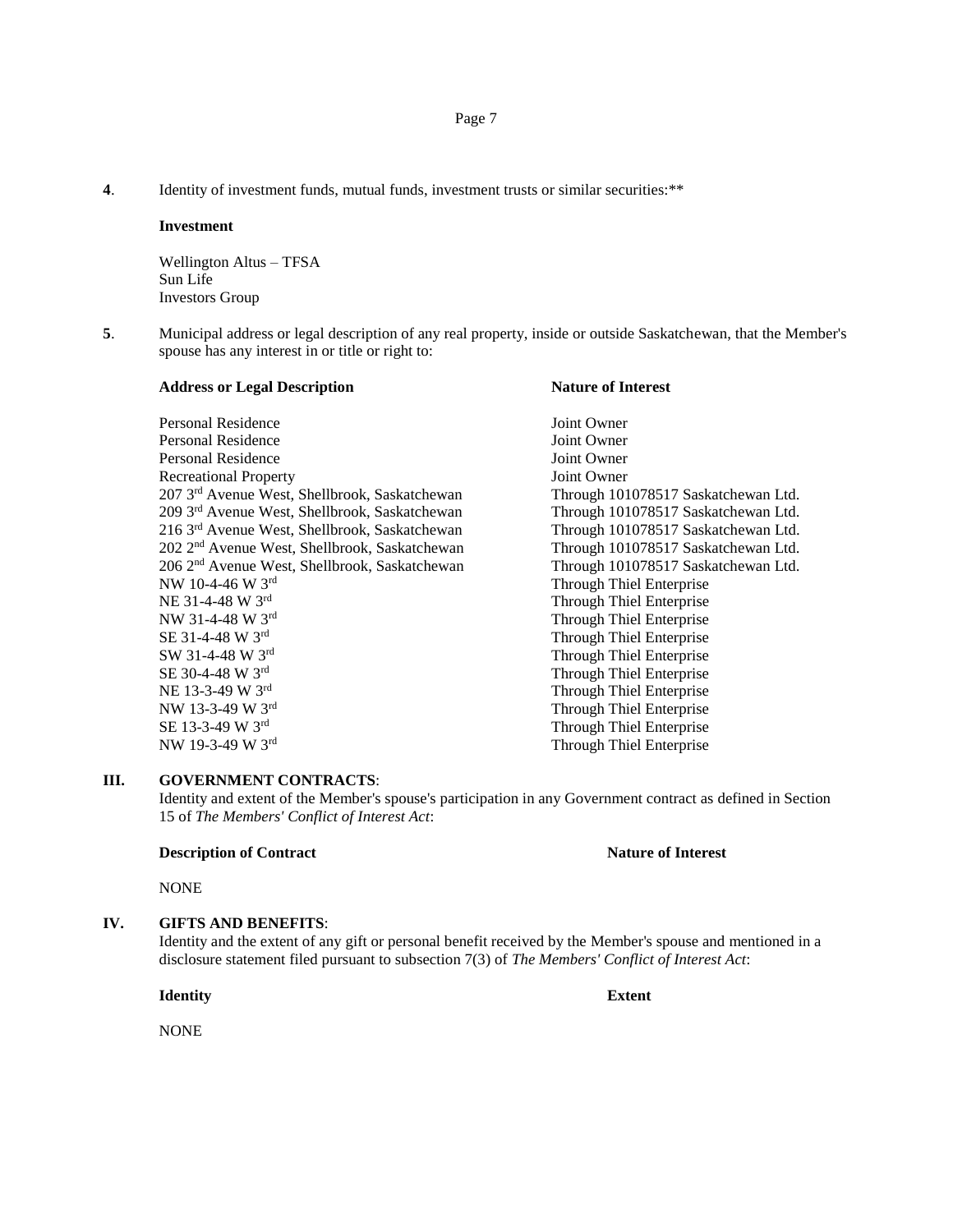**4**. Identity of investment funds, mutual funds, investment trusts or similar securities:**

**Investment**

Wellington Altus – TFSA
Sun Life
Investors Group

**5**. Municipal address or legal description of any real property, inside or outside Saskatchewan, that the Member's spouse has any interest in or title or right to:

| Address or Legal Description | Nature of Interest |
|---|---|
| Personal Residence | Joint Owner |
| Personal Residence | Joint Owner |
| Personal Residence | Joint Owner |
| Recreational Property | Joint Owner |
| 207 3rd Avenue West, Shellbrook, Saskatchewan | Through 101078517 Saskatchewan Ltd. |
| 209 3rd Avenue West, Shellbrook, Saskatchewan | Through 101078517 Saskatchewan Ltd. |
| 216 3rd Avenue West, Shellbrook, Saskatchewan | Through 101078517 Saskatchewan Ltd. |
| 202 2nd Avenue West, Shellbrook, Saskatchewan | Through 101078517 Saskatchewan Ltd. |
| 206 2nd Avenue West, Shellbrook, Saskatchewan | Through 101078517 Saskatchewan Ltd. |
| NW 10-4-46 W 3rd | Through Thiel Enterprise |
| NE 31-4-48 W 3rd | Through Thiel Enterprise |
| NW 31-4-48 W 3rd | Through Thiel Enterprise |
| SE 31-4-48 W 3rd | Through Thiel Enterprise |
| SW 31-4-48 W 3rd | Through Thiel Enterprise |
| SE 30-4-48 W 3rd | Through Thiel Enterprise |
| NE 13-3-49 W 3rd | Through Thiel Enterprise |
| NW 13-3-49 W 3rd | Through Thiel Enterprise |
| SE 13-3-49 W 3rd | Through Thiel Enterprise |
| NW 19-3-49 W 3rd | Through Thiel Enterprise |

## III. GOVERNMENT CONTRACTS:

Identity and extent of the Member's spouse's participation in any Government contract as defined in Section 15 of *The Members' Conflict of Interest Act*:

| Description of Contract | Nature of Interest |
|---|---|
| NONE | |

## IV. GIFTS AND BENEFITS:

Identity and the extent of any gift or personal benefit received by the Member's spouse and mentioned in a disclosure statement filed pursuant to subsection 7(3) of *The Members' Conflict of Interest Act*:

| Identity | Extent |
|---|---|
| NONE | |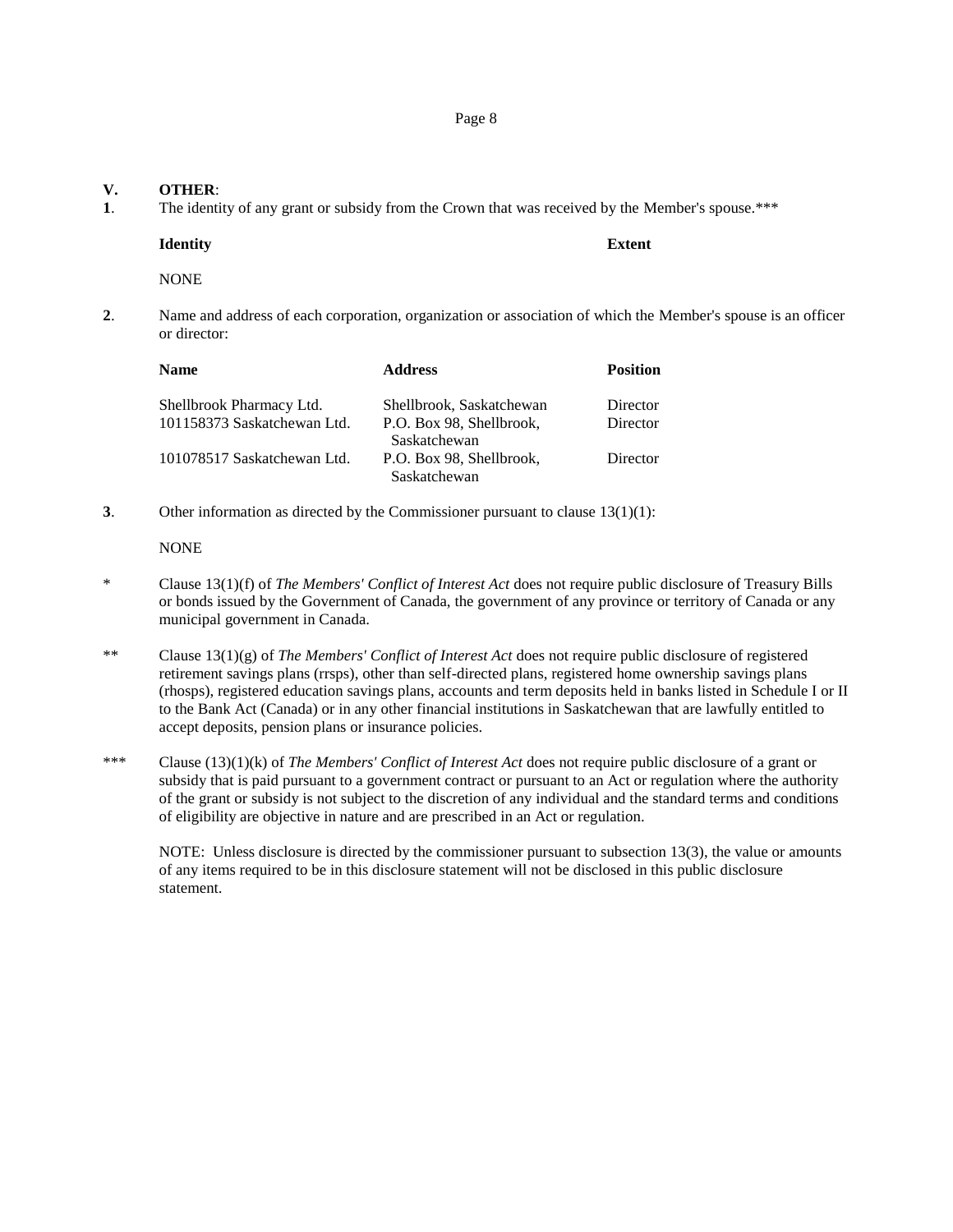## V. OTHER:

**1**. The identity of any grant or subsidy from the Crown that was received by the Member's spouse.***

| **Identity** | **Extent** |
|---|---|
| NONE | |

**2**. Name and address of each corporation, organization or association of which the Member's spouse is an officer or director:

| **Name** | **Address** | **Position** |
|---|---|---|
| Shellbrook Pharmacy Ltd. | Shellbrook, Saskatchewan | Director |
| 101158373 Saskatchewan Ltd. | P.O. Box 98, Shellbrook, Saskatchewan | Director |
| 101078517 Saskatchewan Ltd. | P.O. Box 98, Shellbrook, Saskatchewan | Director |

**3**. Other information as directed by the Commissioner pursuant to clause 13(1)(1):

NONE

\* Clause 13(1)(f) of *The Members' Conflict of Interest Act* does not require public disclosure of Treasury Bills or bonds issued by the Government of Canada, the government of any province or territory of Canada or any municipal government in Canada.

** Clause 13(1)(g) of *The Members' Conflict of Interest Act* does not require public disclosure of registered retirement savings plans (rrsps), other than self-directed plans, registered home ownership savings plans (rhosps), registered education savings plans, accounts and term deposits held in banks listed in Schedule I or II to the Bank Act (Canada) or in any other financial institutions in Saskatchewan that are lawfully entitled to accept deposits, pension plans or insurance policies.

*** Clause (13)(1)(k) of *The Members' Conflict of Interest Act* does not require public disclosure of a grant or subsidy that is paid pursuant to a government contract or pursuant to an Act or regulation where the authority of the grant or subsidy is not subject to the discretion of any individual and the standard terms and conditions of eligibility are objective in nature and are prescribed in an Act or regulation.

NOTE: Unless disclosure is directed by the commissioner pursuant to subsection 13(3), the value or amounts of any items required to be in this disclosure statement will not be disclosed in this public disclosure statement.